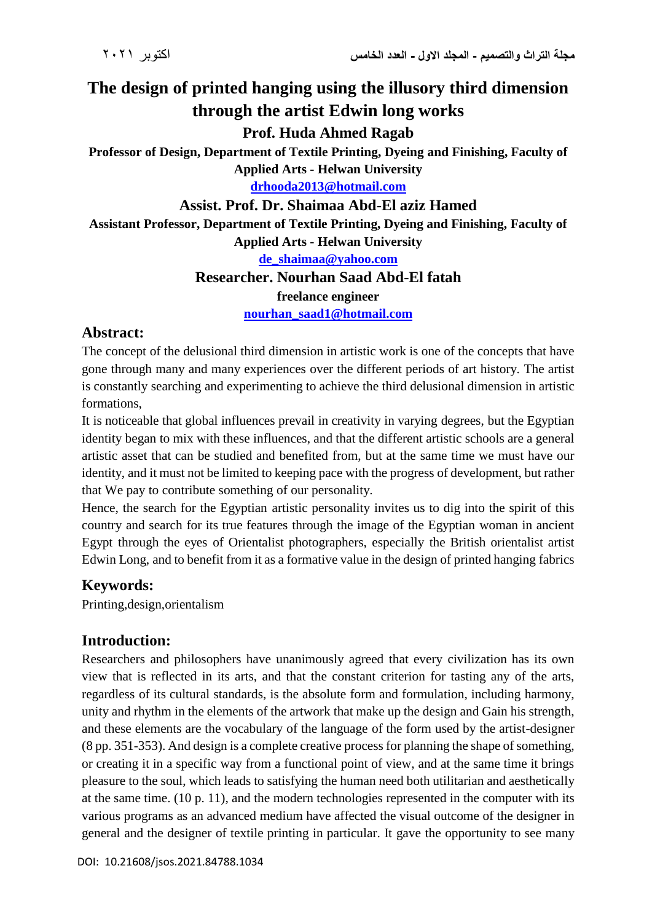# The design of printed hanging using the illusory third dimension through the artist Edwin long works

**Prof. Huda Ahmed Ragab**

**Professor of Design, Department of Textile Printing, Dyeing and Finishing, Faculty of Applied Arts - Helwan University**

**drhooda2013@hotmail.com**

**Assist. Prof. Dr. Shaimaa Abd-El aziz Hamed**

**Assistant Professor, Department of Textile Printing, Dyeing and Finishing, Faculty of Applied Arts - Helwan University**

**de_shaimaa@yahoo.com**

**Researcher. Nourhan Saad Abd-El fatah**

**freelance engineer**

**nourhan_saad1@hotmail.com**

## Abstract:

The concept of the delusional third dimension in artistic work is one of the concepts that have gone through many and many experiences over the different periods of art history. The artist is constantly searching and experimenting to achieve the third delusional dimension in artistic formations,

It is noticeable that global influences prevail in creativity in varying degrees, but the Egyptian identity began to mix with these influences, and that the different artistic schools are a general artistic asset that can be studied and benefited from, but at the same time we must have our identity, and it must not be limited to keeping pace with the progress of development, but rather that We pay to contribute something of our personality.

Hence, the search for the Egyptian artistic personality invites us to dig into the spirit of this country and search for its true features through the image of the Egyptian woman in ancient Egypt through the eyes of Orientalist photographers, especially the British orientalist artist Edwin Long, and to benefit from it as a formative value in the design of printed hanging fabrics

## Keywords:

Printing,design,orientalism

## Introduction:

Researchers and philosophers have unanimously agreed that every civilization has its own view that is reflected in its arts, and that the constant criterion for tasting any of the arts, regardless of its cultural standards, is the absolute form and formulation, including harmony, unity and rhythm in the elements of the artwork that make up the design and Gain his strength, and these elements are the vocabulary of the language of the form used by the artist-designer (8 pp. 351-353). And design is a complete creative process for planning the shape of something, or creating it in a specific way from a functional point of view, and at the same time it brings pleasure to the soul, which leads to satisfying the human need both utilitarian and aesthetically at the same time. (10 p. 11), and the modern technologies represented in the computer with its various programs as an advanced medium have affected the visual outcome of the designer in general and the designer of textile printing in particular. It gave the opportunity to see many

DOI: 10.21608/jsos.2021.84788.1034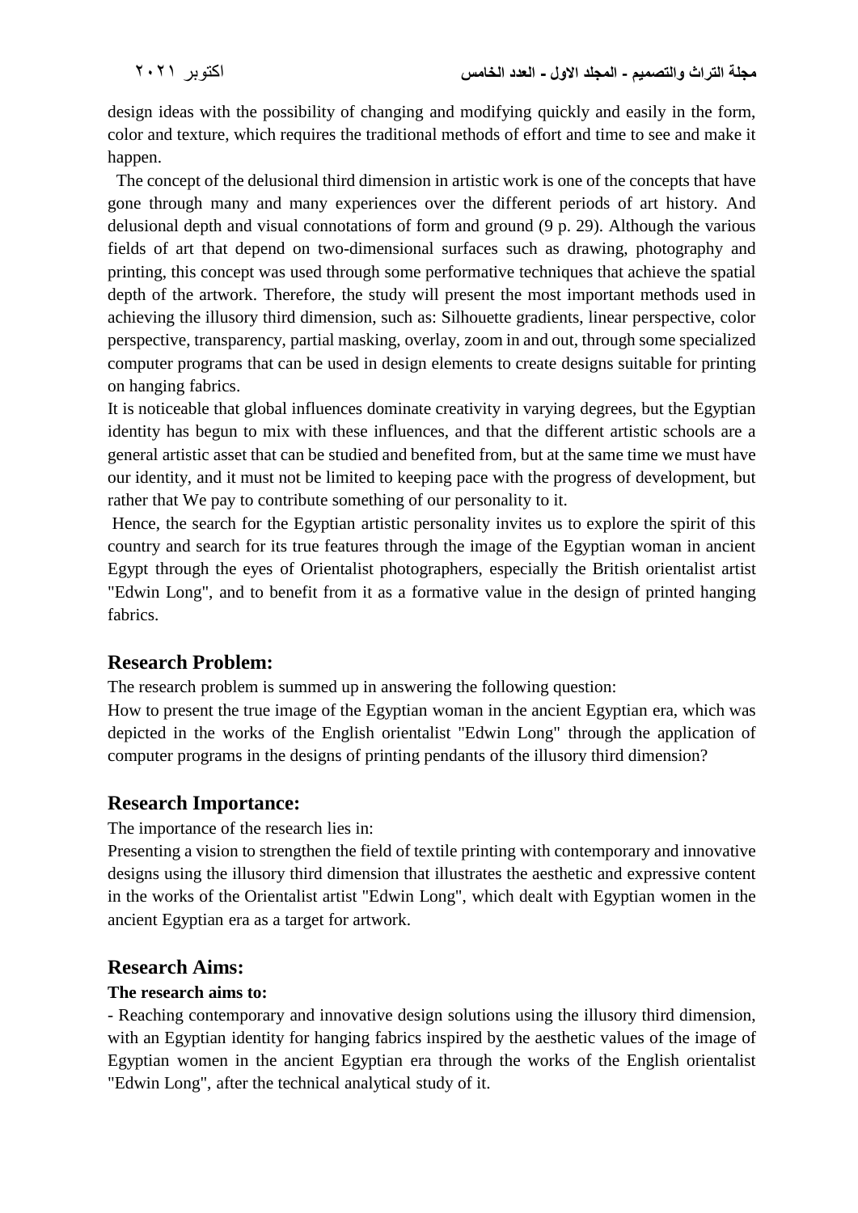design ideas with the possibility of changing and modifying quickly and easily in the form, color and texture, which requires the traditional methods of effort and time to see and make it happen.

The concept of the delusional third dimension in artistic work is one of the concepts that have gone through many and many experiences over the different periods of art history. And delusional depth and visual connotations of form and ground (9 p. 29). Although the various fields of art that depend on two-dimensional surfaces such as drawing, photography and printing, this concept was used through some performative techniques that achieve the spatial depth of the artwork. Therefore, the study will present the most important methods used in achieving the illusory third dimension, such as: Silhouette gradients, linear perspective, color perspective, transparency, partial masking, overlay, zoom in and out, through some specialized computer programs that can be used in design elements to create designs suitable for printing on hanging fabrics.

It is noticeable that global influences dominate creativity in varying degrees, but the Egyptian identity has begun to mix with these influences, and that the different artistic schools are a general artistic asset that can be studied and benefited from, but at the same time we must have our identity, and it must not be limited to keeping pace with the progress of development, but rather that We pay to contribute something of our personality to it.

Hence, the search for the Egyptian artistic personality invites us to explore the spirit of this country and search for its true features through the image of the Egyptian woman in ancient Egypt through the eyes of Orientalist photographers, especially the British orientalist artist "Edwin Long", and to benefit from it as a formative value in the design of printed hanging fabrics.

## Research Problem:

The research problem is summed up in answering the following question:

How to present the true image of the Egyptian woman in the ancient Egyptian era, which was depicted in the works of the English orientalist "Edwin Long" through the application of computer programs in the designs of printing pendants of the illusory third dimension?

## Research Importance:

The importance of the research lies in:

Presenting a vision to strengthen the field of textile printing with contemporary and innovative designs using the illusory third dimension that illustrates the aesthetic and expressive content in the works of the Orientalist artist "Edwin Long", which dealt with Egyptian women in the ancient Egyptian era as a target for artwork.

## Research Aims:

**The research aims to:**

- Reaching contemporary and innovative design solutions using the illusory third dimension, with an Egyptian identity for hanging fabrics inspired by the aesthetic values of the image of Egyptian women in the ancient Egyptian era through the works of the English orientalist "Edwin Long", after the technical analytical study of it.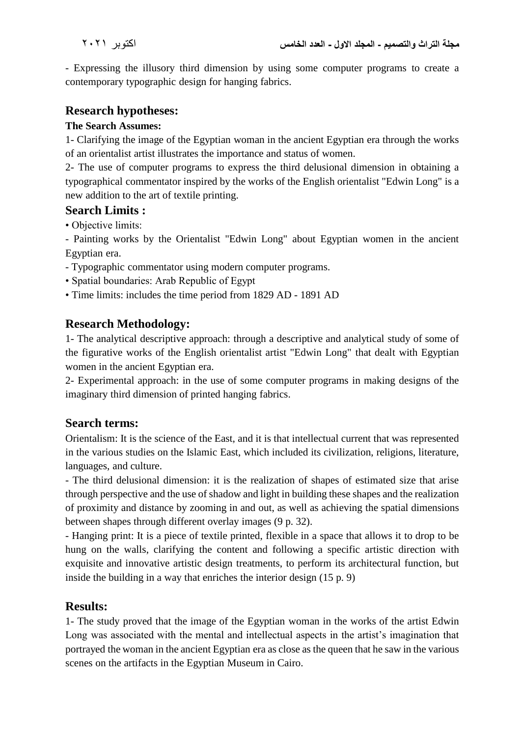- Expressing the illusory third dimension by using some computer programs to create a contemporary typographic design for hanging fabrics.

## Research hypotheses:

**The Search Assumes:**

1- Clarifying the image of the Egyptian woman in the ancient Egyptian era through the works of an orientalist artist illustrates the importance and status of women.

2- The use of computer programs to express the third delusional dimension in obtaining a typographical commentator inspired by the works of the English orientalist "Edwin Long" is a new addition to the art of textile printing.

## Search Limits :

• Objective limits:

- Painting works by the Orientalist "Edwin Long" about Egyptian women in the ancient Egyptian era.

- Typographic commentator using modern computer programs.

• Spatial boundaries: Arab Republic of Egypt

• Time limits: includes the time period from 1829 AD - 1891 AD

## Research Methodology:

1- The analytical descriptive approach: through a descriptive and analytical study of some of the figurative works of the English orientalist artist "Edwin Long" that dealt with Egyptian women in the ancient Egyptian era.

2- Experimental approach: in the use of some computer programs in making designs of the imaginary third dimension of printed hanging fabrics.

## Search terms:

Orientalism: It is the science of the East, and it is that intellectual current that was represented in the various studies on the Islamic East, which included its civilization, religions, literature, languages, and culture.

- The third delusional dimension: it is the realization of shapes of estimated size that arise through perspective and the use of shadow and light in building these shapes and the realization of proximity and distance by zooming in and out, as well as achieving the spatial dimensions between shapes through different overlay images (9 p. 32).

- Hanging print: It is a piece of textile printed, flexible in a space that allows it to drop to be hung on the walls, clarifying the content and following a specific artistic direction with exquisite and innovative artistic design treatments, to perform its architectural function, but inside the building in a way that enriches the interior design (15 p. 9)

## Results:

1- The study proved that the image of the Egyptian woman in the works of the artist Edwin Long was associated with the mental and intellectual aspects in the artist's imagination that portrayed the woman in the ancient Egyptian era as close as the queen that he saw in the various scenes on the artifacts in the Egyptian Museum in Cairo.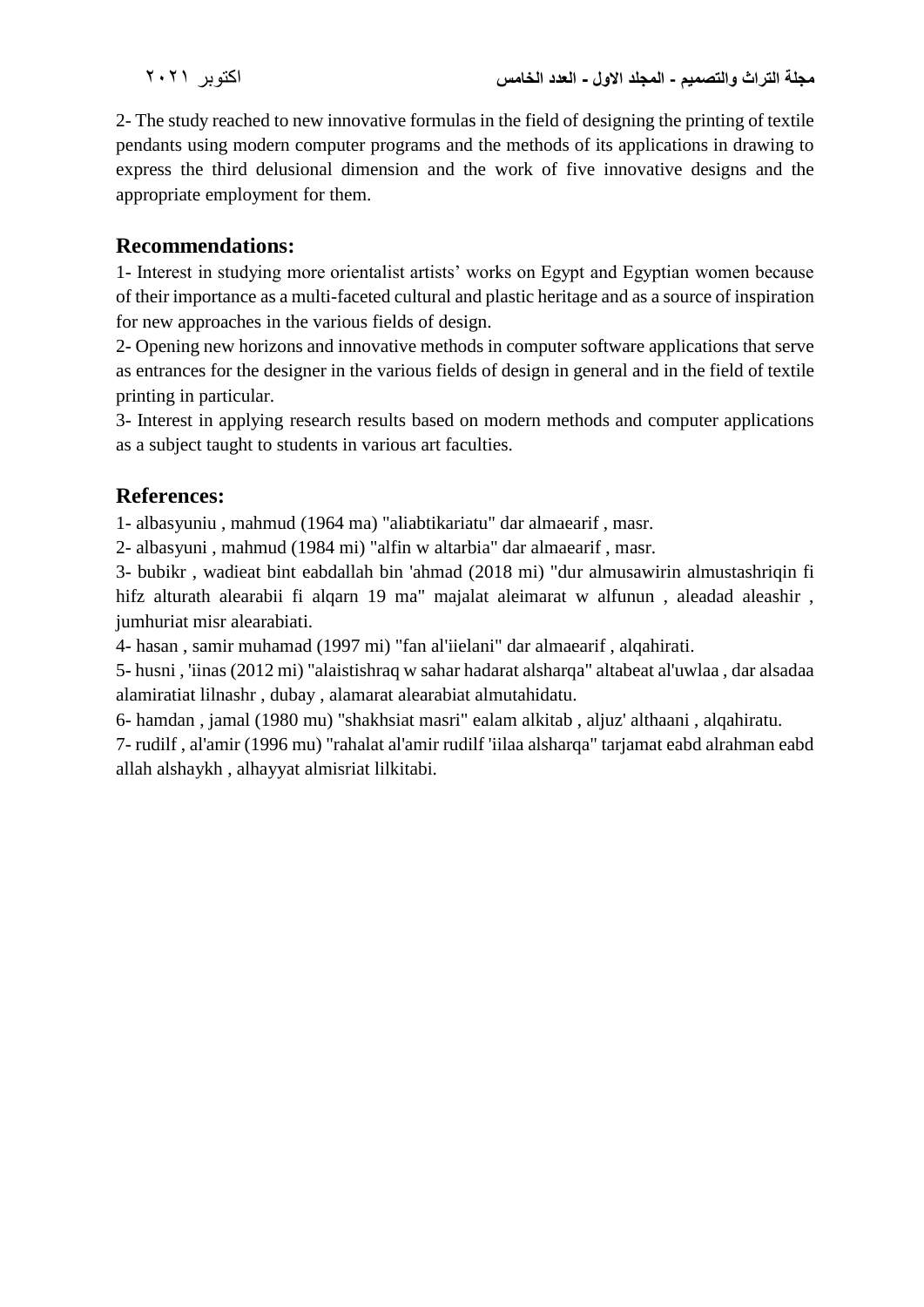2- The study reached to new innovative formulas in the field of designing the printing of textile pendants using modern computer programs and the methods of its applications in drawing to express the third delusional dimension and the work of five innovative designs and the appropriate employment for them.

## Recommendations:

1- Interest in studying more orientalist artists' works on Egypt and Egyptian women because of their importance as a multi-faceted cultural and plastic heritage and as a source of inspiration for new approaches in the various fields of design.

2- Opening new horizons and innovative methods in computer software applications that serve as entrances for the designer in the various fields of design in general and in the field of textile printing in particular.

3- Interest in applying research results based on modern methods and computer applications as a subject taught to students in various art faculties.

## References:

1- albasyuniu , mahmud (1964 ma) "aliabtikariatu" dar almaearif , masr.

2- albasyuni , mahmud (1984 mi) "alfin w altarbia" dar almaearif , masr.

3- bubikr , wadieat bint eabdallah bin 'ahmad (2018 mi) "dur almusawirin almustashriqin fi hifz alturath alearabii fi alqarn 19 ma" majalat aleimarat w alfunun , aleadad aleashir , jumhuriat misr alearabiati.

4- hasan , samir muhamad (1997 mi) "fan al'iielani" dar almaearif , alqahirati.

5- husni , 'iinas (2012 mi) "alaistishraq w sahar hadarat alsharqa" altabeat al'uwlaa , dar alsadaa alamiratiat lilnashr , dubay , alamarat alearabiat almutahidatu.

6- hamdan , jamal (1980 mu) "shakhsiat masri" ealam alkitab , aljuz' althaani , alqahiratu.

7- rudilf , al'amir (1996 mu) "rahalat al'amir rudilf 'iilaa alsharqa" tarjamat eabd alrahman eabd allah alshaykh , alhayyat almisriat lilkitabi.